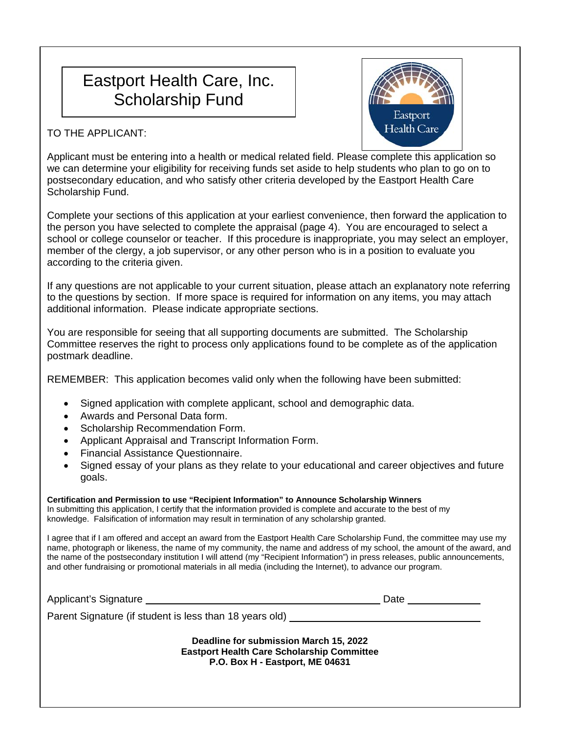# Eastport Health Care, Inc. Scholarship Fund

TO THE APPLICANT:

Applicant must be entering into a health or medical related field. Please complete this application so we can determine your eligibility for receiving funds set aside to help students who plan to go on to postsecondary education, and who satisfy other criteria developed by the Eastport Health Care Scholarship Fund.

Complete your sections of this application at your earliest convenience, then forward the application to the person you have selected to complete the appraisal (page 4). You are encouraged to select a school or college counselor or teacher. If this procedure is inappropriate, you may select an employer, member of the clergy, a job supervisor, or any other person who is in a position to evaluate you according to the criteria given.

If any questions are not applicable to your current situation, please attach an explanatory note referring to the questions by section. If more space is required for information on any items, you may attach additional information. Please indicate appropriate sections.

You are responsible for seeing that all supporting documents are submitted. The Scholarship Committee reserves the right to process only applications found to be complete as of the application postmark deadline.

REMEMBER: This application becomes valid only when the following have been submitted:

- Signed application with complete applicant, school and demographic data.
- Awards and Personal Data form.
- Scholarship Recommendation Form.
- Applicant Appraisal and Transcript Information Form.
- Financial Assistance Questionnaire.
- Signed essay of your plans as they relate to your educational and career objectives and future goals.

**Certification and Permission to use "Recipient Information" to Announce Scholarship Winners**
In submitting this application, I certify that the information provided is complete and accurate to the best of my knowledge. Falsification of information may result in termination of any scholarship granted.

I agree that if I am offered and accept an award from the Eastport Health Care Scholarship Fund, the committee may use my name, photograph or likeness, the name of my community, the name and address of my school, the amount of the award, and the name of the postsecondary institution I will attend (my "Recipient Information") in press releases, public announcements, and other fundraising or promotional materials in all media (including the Internet), to advance our program.

Applicant's Signature ________________________________________ Date ____________

Parent Signature (if student is less than 18 years old) ________________________________

**Deadline for submission March 15, 2022**
**Eastport Health Care Scholarship Committee**
**P.O. Box H - Eastport, ME 04631**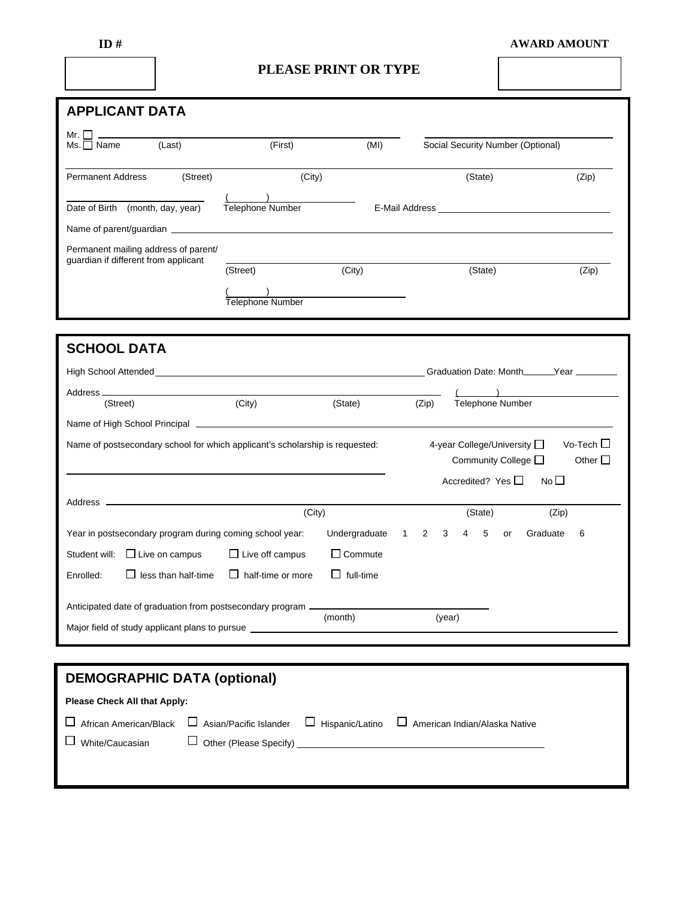**ID #** | **AWARD AMOUNT**

**PLEASE PRINT OR TYPE**

## APPLICANT DATA

Mr. ☐
Ms. ☐ Name ______________________ (Last) ______________________ (First) ______ (MI) ______________________ Social Security Number (Optional)

Permanent Address ______________________ (Street) ______________________ (City) ______________________ (State) ________ (Zip)

______________________ Date of Birth (month, day, year) ( ) ______________ Telephone Number E-Mail Address ______________________

Name of parent/guardian ______________________________________________

Permanent mailing address of parent/guardian if different from applicant ______________________ (Street) ______________________ (City) ______________________ (State) ________ (Zip)

( ) ______________ Telephone Number

## SCHOOL DATA

High School Attended ______________________________ Graduation Date: Month ______ Year ________

Address ______________________ (Street) ______________ (City) ______________ (State) ________ (Zip) ( ) ______________ Telephone Number

Name of High School Principal ______________________________________________

Name of postsecondary school for which applicant's scholarship is requested: ______________________________

4-year College/University ☐ Vo-Tech ☐
Community College ☐ Other ☐
Accredited? Yes ☐ No ☐

Address ______________________ (City) ______________ (State) ________ (Zip)

Year in postsecondary program during coming school year: Undergraduate 1 2 3 4 5 or Graduate 6

Student will: ☐ Live on campus ☐ Live off campus ☐ Commute

Enrolled: ☐ less than half-time ☐ half-time or more ☐ full-time

Anticipated date of graduation from postsecondary program ______________ (month) ______________ (year)

Major field of study applicant plans to pursue ______________________________________________

## DEMOGRAPHIC DATA (optional)

**Please Check All that Apply:**

☐ African American/Black ☐ Asian/Pacific Islander ☐ Hispanic/Latino ☐ American Indian/Alaska Native

☐ White/Caucasian ☐ Other (Please Specify) ______________________________________________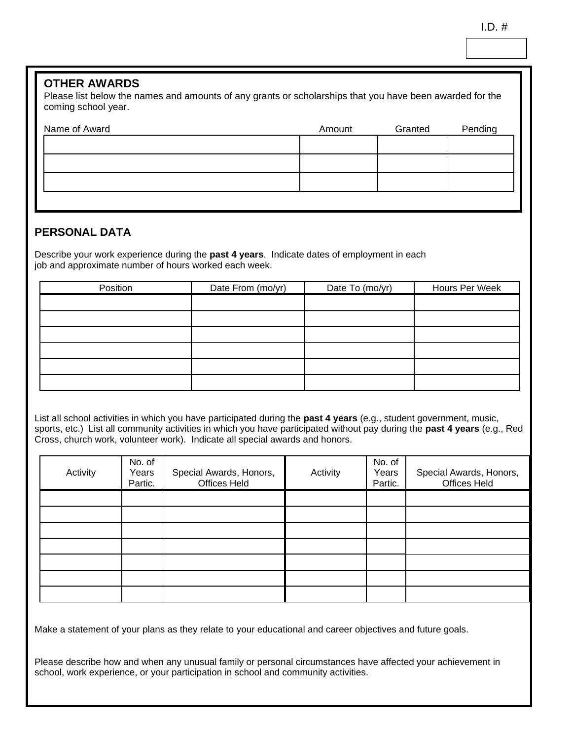I.D. #

## OTHER AWARDS

Please list below the names and amounts of any grants or scholarships that you have been awarded for the coming school year.

| Name of Award | Amount | Granted | Pending |
|---|---|---|---|
| | | | |
| | | | |
| | | | |

## PERSONAL DATA

Describe your work experience during the **past 4 years**. Indicate dates of employment in each job and approximate number of hours worked each week.

| Position | Date From (mo/yr) | Date To (mo/yr) | Hours Per Week |
|---|---|---|---|
| | | | |
| | | | |
| | | | |
| | | | |
| | | | |
| | | | |

List all school activities in which you have participated during the **past 4 years** (e.g., student government, music, sports, etc.) List all community activities in which you have participated without pay during the **past 4 years** (e.g., Red Cross, church work, volunteer work). Indicate all special awards and honors.

| Activity | No. of Years Partic. | Special Awards, Honors, Offices Held | Activity | No. of Years Partic. | Special Awards, Honors, Offices Held |
|---|---|---|---|---|---|
| | | | | | |
| | | | | | |
| | | | | | |
| | | | | | |
| | | | | | |
| | | | | | |
| | | | | | |

Make a statement of your plans as they relate to your educational and career objectives and future goals.

Please describe how and when any unusual family or personal circumstances have affected your achievement in school, work experience, or your participation in school and community activities.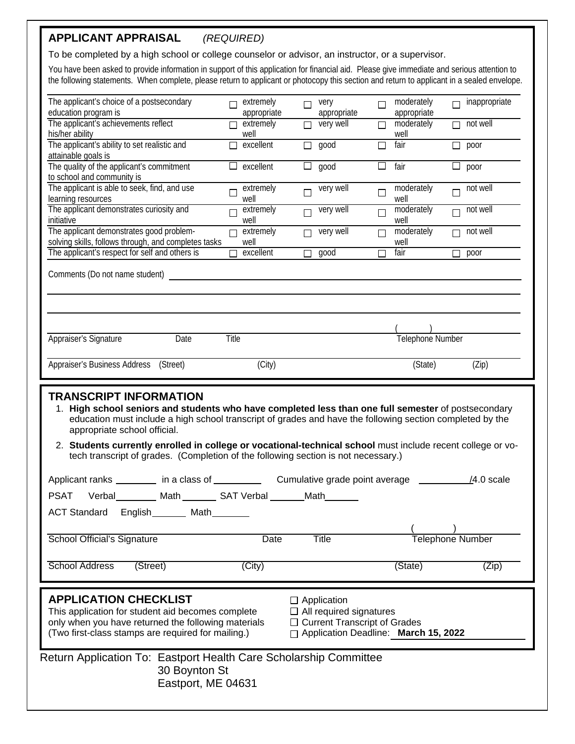## APPLICANT APPRAISAL *(REQUIRED)*

To be completed by a high school or college counselor or advisor, an instructor, or a supervisor.

You have been asked to provide information in support of this application for financial aid. Please give immediate and serious attention to the following statements. When complete, please return to applicant or photocopy this section and return to applicant in a sealed envelope.

| | | | | |
|---|---|---|---|---|
| The applicant's choice of a postsecondary education program is | ☐ extremely appropriate | ☐ very appropriate | ☐ moderately appropriate | ☐ inappropriate |
| The applicant's achievements reflect his/her ability | ☐ extremely well | ☐ very well | ☐ moderately well | ☐ not well |
| The applicant's ability to set realistic and attainable goals is | ☐ excellent | ☐ good | ☐ fair | ☐ poor |
| The quality of the applicant's commitment to school and community is | ☐ excellent | ☐ good | ☐ fair | ☐ poor |
| The applicant is able to seek, find, and use learning resources | ☐ extremely well | ☐ very well | ☐ moderately well | ☐ not well |
| The applicant demonstrates curiosity and initiative | ☐ extremely well | ☐ very well | ☐ moderately well | ☐ not well |
| The applicant demonstrates good problem-solving skills, follows through, and completes tasks | ☐ extremely well | ☐ very well | ☐ moderately well | ☐ not well |
| The applicant's respect for self and others is | ☐ excellent | ☐ good | ☐ fair | ☐ poor |

Comments (Do not name student) ______________________________________________

____________________________________________________________________________

____________________________________________________________________________

Appraiser's Signature &nbsp;&nbsp; Date &nbsp;&nbsp; Title &nbsp;&nbsp; ( &nbsp;&nbsp; ) Telephone Number

Appraiser's Business Address (Street) &nbsp;&nbsp; (City) &nbsp;&nbsp; (State) &nbsp;&nbsp; (Zip)

## TRANSCRIPT INFORMATION

1. **High school seniors and students who have completed less than one full semester** of postsecondary education must include a high school transcript of grades and have the following section completed by the appropriate school official.
2. **Students currently enrolled in college or vocational-technical school** must include recent college or vo-tech transcript of grades. (Completion of the following section is not necessary.)

Applicant ranks ________ in a class of _________ Cumulative grade point average __________/4.0 scale

PSAT Verbal________ Math _______ SAT Verbal _______Math_______

ACT Standard English_______ Math_______

School Official's Signature &nbsp;&nbsp; Date &nbsp;&nbsp; Title &nbsp;&nbsp; ( &nbsp;&nbsp; ) Telephone Number

School Address (Street) &nbsp;&nbsp; (City) &nbsp;&nbsp; (State) &nbsp;&nbsp; (Zip)

## APPLICATION CHECKLIST

This application for student aid becomes complete only when you have returned the following materials (Two first-class stamps are required for mailing.)

- ☐ Application
- ☐ All required signatures
- ☐ Current Transcript of Grades
- ☐ Application Deadline: **March 15, 2022**

Return Application To: Eastport Health Care Scholarship Committee
30 Boynton St
Eastport, ME 04631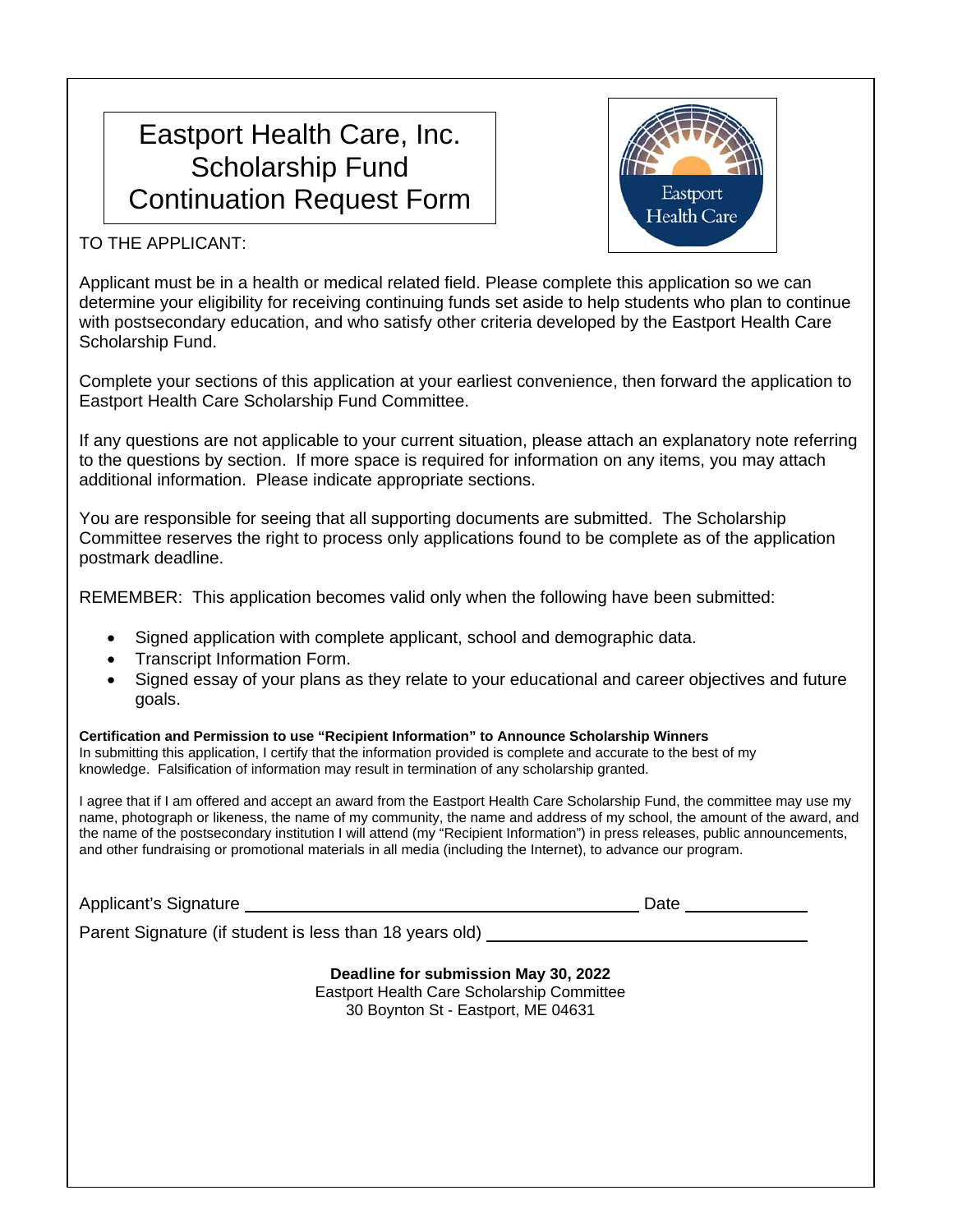# Eastport Health Care, Inc. Scholarship Fund Continuation Request Form

Eastport Health Care

TO THE APPLICANT:

Applicant must be in a health or medical related field. Please complete this application so we can determine your eligibility for receiving continuing funds set aside to help students who plan to continue with postsecondary education, and who satisfy other criteria developed by the Eastport Health Care Scholarship Fund.

Complete your sections of this application at your earliest convenience, then forward the application to Eastport Health Care Scholarship Fund Committee.

If any questions are not applicable to your current situation, please attach an explanatory note referring to the questions by section. If more space is required for information on any items, you may attach additional information. Please indicate appropriate sections.

You are responsible for seeing that all supporting documents are submitted. The Scholarship Committee reserves the right to process only applications found to be complete as of the application postmark deadline.

REMEMBER: This application becomes valid only when the following have been submitted:

- Signed application with complete applicant, school and demographic data.
- Transcript Information Form.
- Signed essay of your plans as they relate to your educational and career objectives and future goals.

**Certification and Permission to use "Recipient Information" to Announce Scholarship Winners**
In submitting this application, I certify that the information provided is complete and accurate to the best of my knowledge. Falsification of information may result in termination of any scholarship granted.

I agree that if I am offered and accept an award from the Eastport Health Care Scholarship Fund, the committee may use my name, photograph or likeness, the name of my community, the name and address of my school, the amount of the award, and the name of the postsecondary institution I will attend (my "Recipient Information") in press releases, public announcements, and other fundraising or promotional materials in all media (including the Internet), to advance our program.

Applicant's Signature ______________________________________ Date ____________

Parent Signature (if student is less than 18 years old) ______________________________

**Deadline for submission May 30, 2022**
Eastport Health Care Scholarship Committee
30 Boynton St - Eastport, ME 04631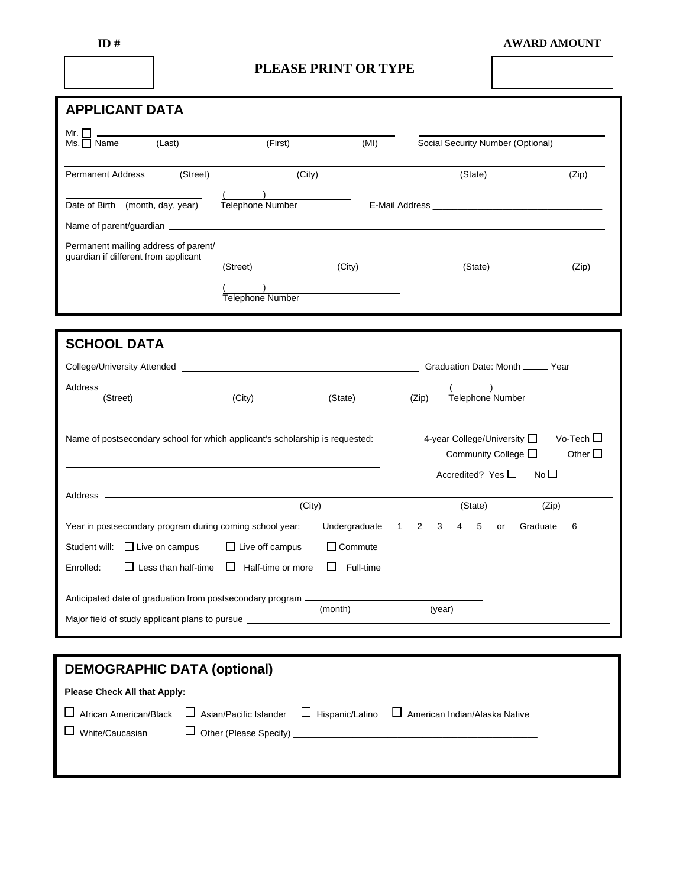**ID #** | **AWARD AMOUNT**

**PLEASE PRINT OR TYPE**

## APPLICANT DATA

Mr. ☐
Ms. ☐ Name (Last) (First) (MI) Social Security Number (Optional)

Permanent Address (Street) (City) (State) (Zip)

Date of Birth (month, day, year) ( ) Telephone Number E-Mail Address

Name of parent/guardian

Permanent mailing address of parent/guardian if different from applicant (Street) (City) (State) (Zip)

( ) Telephone Number

## SCHOOL DATA

College/University Attended Graduation Date: Month _____ Year_______

Address (Street) (City) (State) (Zip) ( ) Telephone Number

Name of postsecondary school for which applicant's scholarship is requested:

4-year College/University ☐ Vo-Tech ☐
Community College ☐ Other ☐
Accredited? Yes ☐ No ☐

Address (City) (State) (Zip)

Year in postsecondary program during coming school year: Undergraduate 1 2 3 4 5 or Graduate 6

Student will: ☐ Live on campus ☐ Live off campus ☐ Commute

Enrolled: ☐ Less than half-time ☐ Half-time or more ☐ Full-time

Anticipated date of graduation from postsecondary program (month) (year)

Major field of study applicant plans to pursue

## DEMOGRAPHIC DATA (optional)

**Please Check All that Apply:**

☐ African American/Black ☐ Asian/Pacific Islander ☐ Hispanic/Latino ☐ American Indian/Alaska Native

☐ White/Caucasian ☐ Other (Please Specify)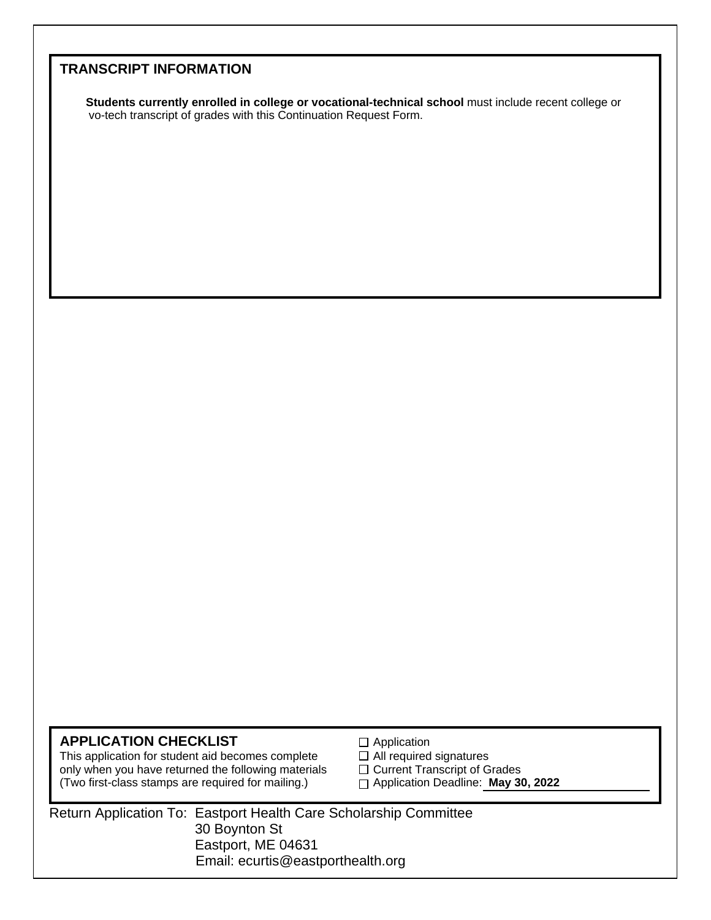## TRANSCRIPT INFORMATION

**Students currently enrolled in college or vocational-technical school** must include recent college or vo-tech transcript of grades with this Continuation Request Form.

## APPLICATION CHECKLIST

This application for student aid becomes complete only when you have returned the following materials (Two first-class stamps are required for mailing.)

- ☐ Application
- ☐ All required signatures
- ☐ Current Transcript of Grades
- ☐ Application Deadline: **May 30, 2022**

Return Application To: Eastport Health Care Scholarship Committee
30 Boynton St
Eastport, ME 04631
Email: ecurtis@eastporthealth.org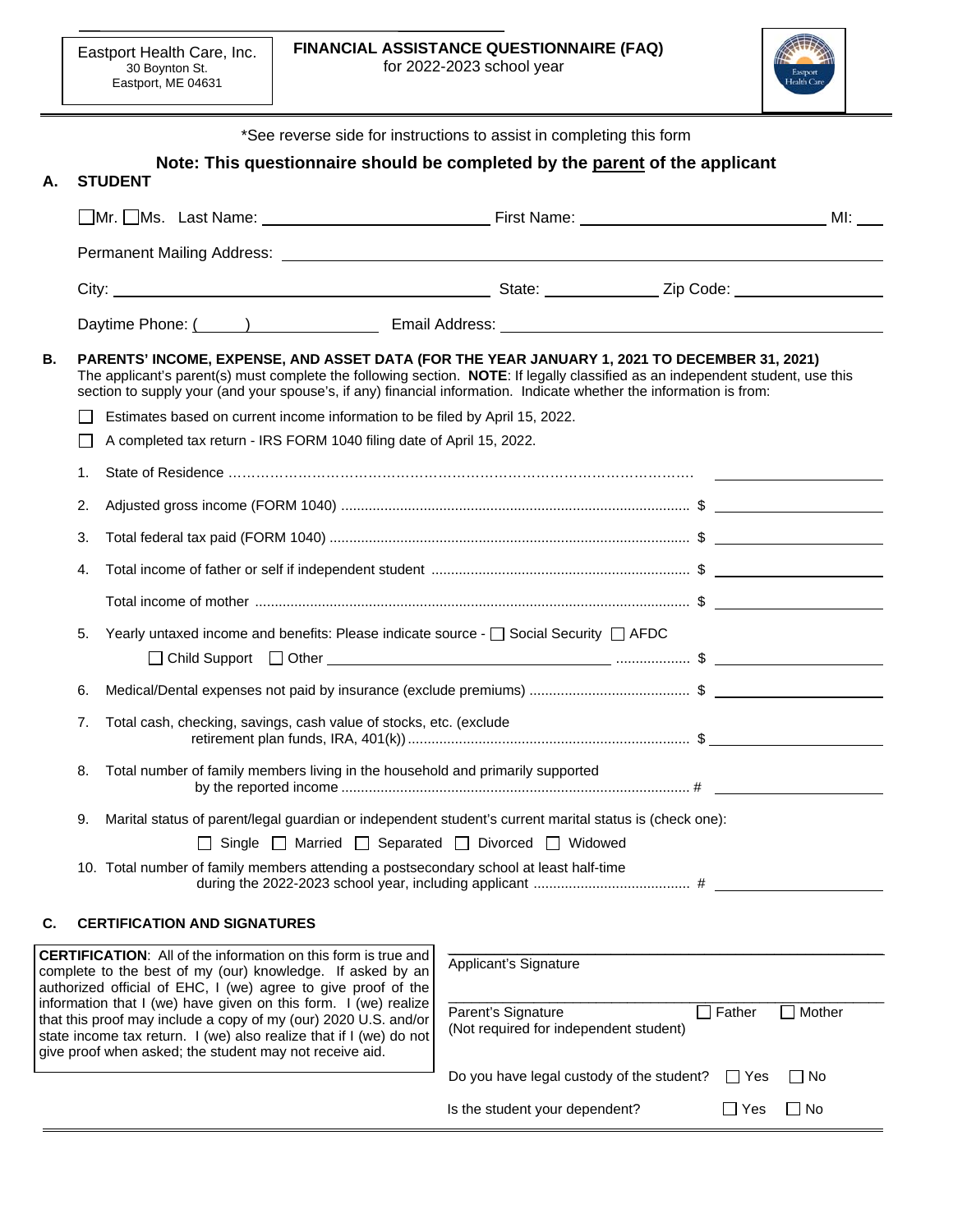Eastport Health Care, Inc.
30 Boynton St.
Eastport, ME 04631

# FINANCIAL ASSISTANCE QUESTIONNAIRE (FAQ)

for 2022-2023 school year

*See reverse side for instructions to assist in completing this form

**Note: This questionnaire should be completed by the parent of the applicant**

## A. STUDENT

☐Mr. ☐Ms. Last Name: ____________________ First Name: ____________________ MI: ___

Permanent Mailing Address: ________________________________________

City: ____________________ State: __________ Zip Code: ______________

Daytime Phone: (     ) ____________ Email Address: ____________________

## B. PARENTS' INCOME, EXPENSE, AND ASSET DATA (FOR THE YEAR JANUARY 1, 2021 TO DECEMBER 31, 2021)

The applicant's parent(s) must complete the following section. **NOTE**: If legally classified as an independent student, use this section to supply your (and your spouse's, if any) financial information. Indicate whether the information is from:

☐ Estimates based on current income information to be filed by April 15, 2022.

☐ A completed tax return - IRS FORM 1040 filing date of April 15, 2022.

1. State of Residence ………………………………………………………………………… ______________
2. Adjusted gross income (FORM 1040) ........................................ $ ______________
3. Total federal tax paid (FORM 1040) ........................................ $ ______________
4. Total income of father or self if independent student ........................................ $ ______________

   Total income of mother ........................................ $ ______________
5. Yearly untaxed income and benefits: Please indicate source - ☐ Social Security ☐ AFDC

   ☐ Child Support ☐ Other ______________________ .................. $ ______________
6. Medical/Dental expenses not paid by insurance (exclude premiums) ........................................ $ ______________
7. Total cash, checking, savings, cash value of stocks, etc. (exclude retirement plan funds, IRA, 401(k)) ........................................ $ ______________
8. Total number of family members living in the household and primarily supported by the reported income ........................................ # ______________
9. Marital status of parent/legal guardian or independent student's current marital status is (check one):

   ☐ Single ☐ Married ☐ Separated ☐ Divorced ☐ Widowed
10. Total number of family members attending a postsecondary school at least half-time during the 2022-2023 school year, including applicant ........................................ # ______________

## C. CERTIFICATION AND SIGNATURES

**CERTIFICATION**: All of the information on this form is true and complete to the best of my (our) knowledge. If asked by an authorized official of EHC, I (we) agree to give proof of the information that I (we) have given on this form. I (we) realize that this proof may include a copy of my (our) 2020 U.S. and/or state income tax return. I (we) also realize that if I (we) do not give proof when asked; the student may not receive aid.

________________________________________
Applicant's Signature

________________________________________
Parent's Signature ☐ Father ☐ Mother
(Not required for independent student)

Do you have legal custody of the student? ☐ Yes ☐ No

Is the student your dependent? ☐ Yes ☐ No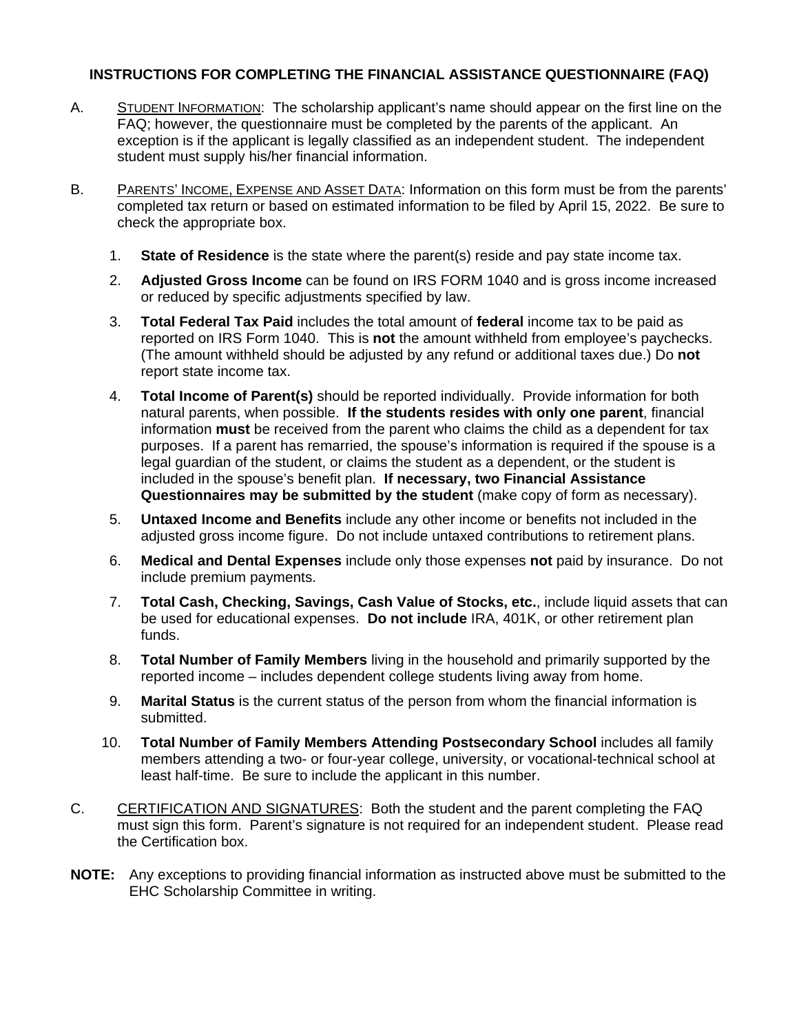# INSTRUCTIONS FOR COMPLETING THE FINANCIAL ASSISTANCE QUESTIONNAIRE (FAQ)

A. STUDENT INFORMATION: The scholarship applicant's name should appear on the first line on the FAQ; however, the questionnaire must be completed by the parents of the applicant. An exception is if the applicant is legally classified as an independent student. The independent student must supply his/her financial information.

B. PARENTS' INCOME, EXPENSE AND ASSET DATA: Information on this form must be from the parents' completed tax return or based on estimated information to be filed by April 15, 2022. Be sure to check the appropriate box.

1. **State of Residence** is the state where the parent(s) reside and pay state income tax.
2. **Adjusted Gross Income** can be found on IRS FORM 1040 and is gross income increased or reduced by specific adjustments specified by law.
3. **Total Federal Tax Paid** includes the total amount of **federal** income tax to be paid as reported on IRS Form 1040. This is **not** the amount withheld from employee's paychecks. (The amount withheld should be adjusted by any refund or additional taxes due.) Do **not** report state income tax.
4. **Total Income of Parent(s)** should be reported individually. Provide information for both natural parents, when possible. **If the students resides with only one parent**, financial information **must** be received from the parent who claims the child as a dependent for tax purposes. If a parent has remarried, the spouse's information is required if the spouse is a legal guardian of the student, or claims the student as a dependent, or the student is included in the spouse's benefit plan. **If necessary, two Financial Assistance Questionnaires may be submitted by the student** (make copy of form as necessary).
5. **Untaxed Income and Benefits** include any other income or benefits not included in the adjusted gross income figure. Do not include untaxed contributions to retirement plans.
6. **Medical and Dental Expenses** include only those expenses **not** paid by insurance. Do not include premium payments.
7. **Total Cash, Checking, Savings, Cash Value of Stocks, etc.**, include liquid assets that can be used for educational expenses. **Do not include** IRA, 401K, or other retirement plan funds.
8. **Total Number of Family Members** living in the household and primarily supported by the reported income – includes dependent college students living away from home.
9. **Marital Status** is the current status of the person from whom the financial information is submitted.
10. **Total Number of Family Members Attending Postsecondary School** includes all family members attending a two- or four-year college, university, or vocational-technical school at least half-time. Be sure to include the applicant in this number.

C. CERTIFICATION AND SIGNATURES: Both the student and the parent completing the FAQ must sign this form. Parent's signature is not required for an independent student. Please read the Certification box.

**NOTE:** Any exceptions to providing financial information as instructed above must be submitted to the EHC Scholarship Committee in writing.